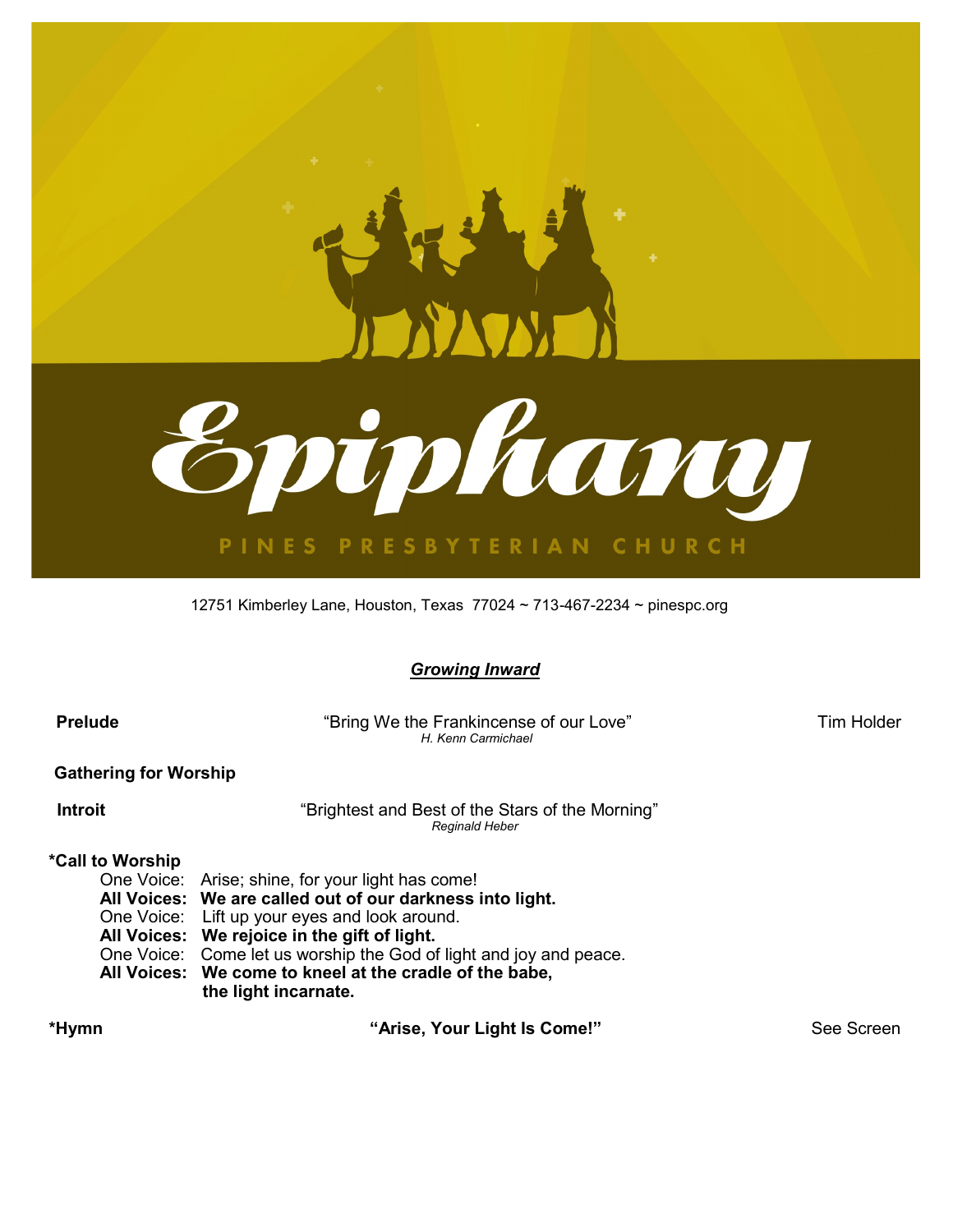# Epiphany

PINES PRESBYTERIAN CHURCH

12751 Kimberley Lane, Houston, Texas 77024 ~ 713-467-2234 ~ pinespc.org

## *Growing Inward*

**Prelude** — "Bring We the Frankincense of our Love" — Tim Holder
*H. Kenn Carmichael*

**Gathering for Worship**

**Introit** — "Brightest and Best of the Stars of the Morning"
*Reginald Heber*

**\*Call to Worship**

One Voice: Arise; shine, for your light has come!
**All Voices: We are called out of our darkness into light.**
One Voice: Lift up your eyes and look around.
**All Voices: We rejoice in the gift of light.**
One Voice: Come let us worship the God of light and joy and peace.
**All Voices: We come to kneel at the cradle of the babe, the light incarnate.**

**\*Hymn** — **"Arise, Your Light Is Come!"** — See Screen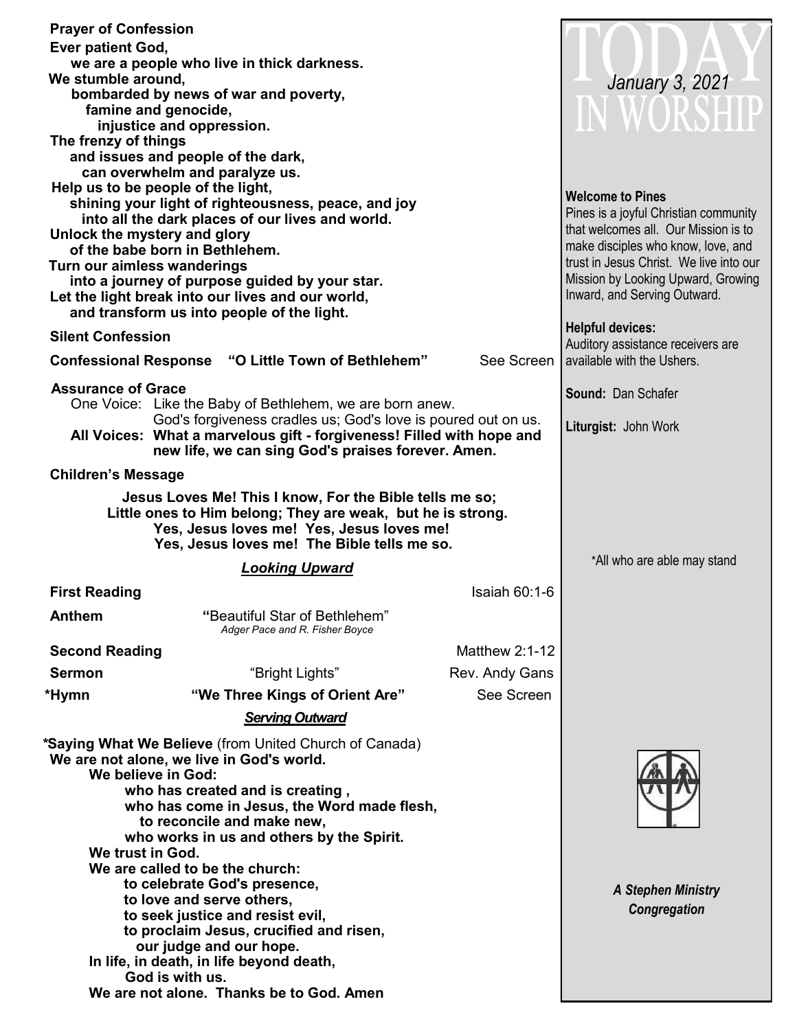**Prayer of Confession**

**Ever patient God,**
**we are a people who live in thick darkness.**
**We stumble around,**
**bombarded by news of war and poverty,**
**famine and genocide,**
**injustice and oppression.**
**The frenzy of things**
**and issues and people of the dark,**
**can overwhelm and paralyze us.**
**Help us to be people of the light,**
**shining your light of righteousness, peace, and joy**
**into all the dark places of our lives and world.**
**Unlock the mystery and glory**
**of the babe born in Bethlehem.**
**Turn our aimless wanderings**
**into a journey of purpose guided by your star.**
**Let the light break into our lives and our world,**
**and transform us into people of the light.**

**Silent Confession**

**Confessional Response "O Little Town of Bethlehem"** See Screen

**Assurance of Grace**

One Voice: Like the Baby of Bethlehem, we are born anew. God's forgiveness cradles us; God's love is poured out on us.

**All Voices: What a marvelous gift - forgiveness! Filled with hope and new life, we can sing God's praises forever. Amen.**

**Children's Message**

**Jesus Loves Me! This I know, For the Bible tells me so;**
**Little ones to Him belong; They are weak, but he is strong.**
**Yes, Jesus loves me! Yes, Jesus loves me!**
**Yes, Jesus loves me! The Bible tells me so.**

***Looking Upward***

**First Reading** Isaiah 60:1-6

**Anthem** **"**Beautiful Star of Bethlehem"
*Adger Pace and R. Fisher Boyce*

**Second Reading** Matthew 2:1-12

**Sermon** "Bright Lights" Rev. Andy Gans

**\*Hymn "We Three Kings of Orient Are"** See Screen

***Serving Outward***

**\*Saying What We Believe** (from United Church of Canada)

**We are not alone, we live in God's world.**
**We believe in God:**
**who has created and is creating ,**
**who has come in Jesus, the Word made flesh,**
**to reconcile and make new,**
**who works in us and others by the Spirit.**
**We trust in God.**
**We are called to be the church:**
**to celebrate God's presence,**
**to love and serve others,**
**to seek justice and resist evil,**
**to proclaim Jesus, crucified and risen,**
**our judge and our hope.**
**In life, in death, in life beyond death,**
**God is with us.**
**We are not alone. Thanks be to God. Amen**

# TODAY IN WORSHIP

*January 3, 2021*

**Welcome to Pines**
Pines is a joyful Christian community that welcomes all. Our Mission is to make disciples who know, love, and trust in Jesus Christ. We live into our Mission by Looking Upward, Growing Inward, and Serving Outward.

**Helpful devices:**
Auditory assistance receivers are available with the Ushers.

**Sound:** Dan Schafer

**Liturgist:** John Work

\*All who are able may stand

***A Stephen Ministry Congregation***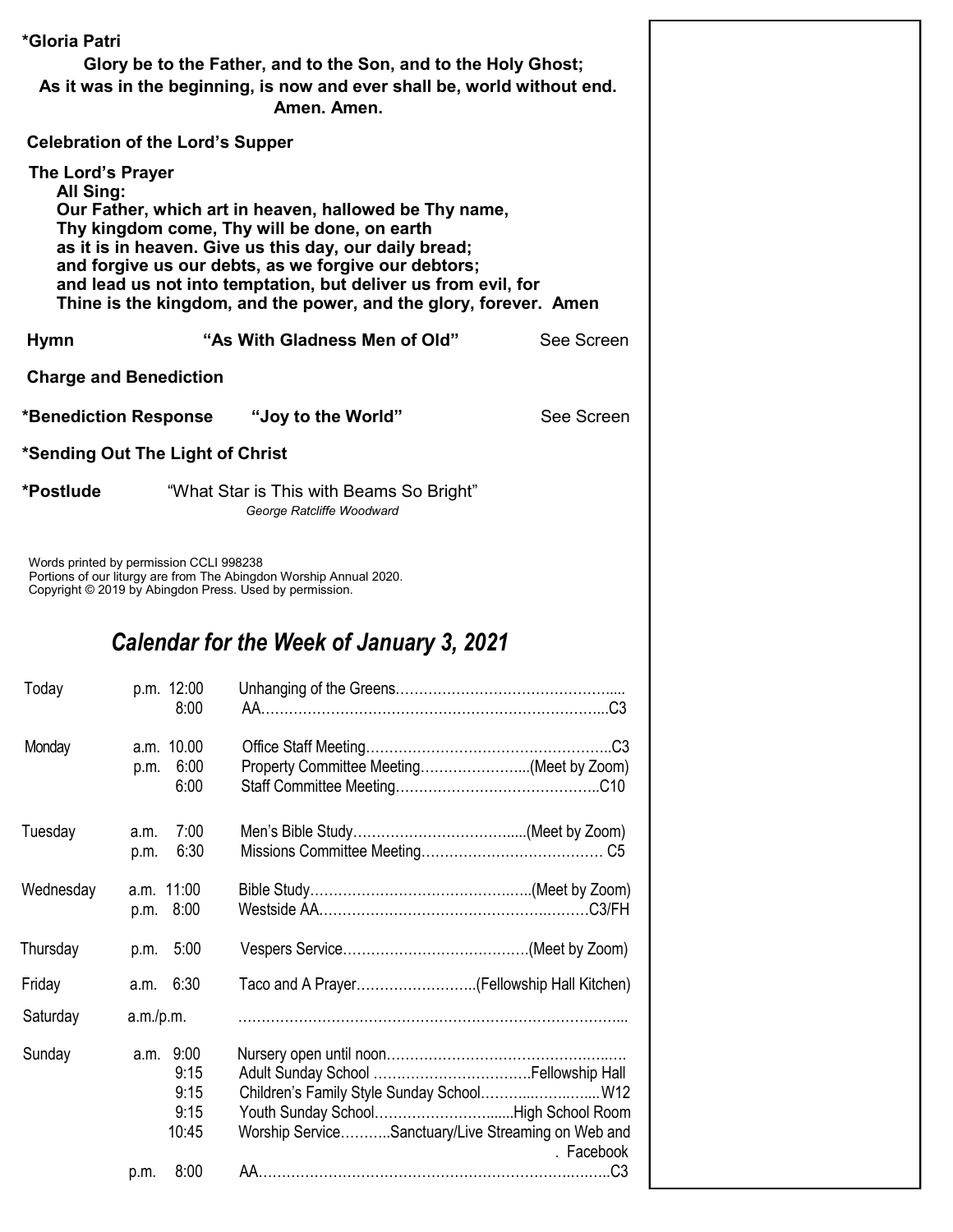**\*Gloria Patri**

**Glory be to the Father, and to the Son, and to the Holy Ghost;**
**As it was in the beginning, is now and ever shall be, world without end.**
**Amen. Amen.**

**Celebration of the Lord's Supper**

**The Lord's Prayer**

**All Sing:**
**Our Father, which art in heaven, hallowed be Thy name,**
**Thy kingdom come, Thy will be done, on earth**
**as it is in heaven. Give us this day, our daily bread;**
**and forgive us our debts, as we forgive our debtors;**
**and lead us not into temptation, but deliver us from evil, for**
**Thine is the kingdom, and the power, and the glory, forever. Amen**

**Hymn** **"As With Gladness Men of Old"** See Screen

**Charge and Benediction**

**\*Benediction Response** **"Joy to the World"** See Screen

**\*Sending Out The Light of Christ**

**\*Postlude** "What Star is This with Beams So Bright"
*George Ratcliffe Woodward*

Words printed by permission CCLI 998238
Portions of our liturgy are from The Abingdon Worship Annual 2020.
Copyright © 2019 by Abingdon Press. Used by permission.

## *Calendar for the Week of January 3, 2021*

| Day | Time | Event |
|---|---|---|
| Today | p.m. 12:00 | Unhanging of the Greens………………………………………..... |
| | 8:00 | AA……………………………………………………………….....C3 |
| Monday | a.m. 10.00 | Office Staff Meeting……………………………………………..C3 |
| | p.m. 6:00 | Property Committee Meeting…………………...(Meet by Zoom) |
| | 6:00 | Staff Committee Meeting……………………………………..C10 |
| Tuesday | a.m. 7:00 | Men's Bible Study…………………………….....(Meet by Zoom) |
| | p.m. 6:30 | Missions Committee Meeting………………………………… C5 |
| Wednesday | a.m. 11:00 | Bible Study………………………………….…..(Meet by Zoom) |
| | p.m. 8:00 | Westside AA……………………………………….………C3/FH |
| Thursday | p.m. 5:00 | Vespers Service………………………………….(Meet by Zoom) |
| Friday | a.m. 6:30 | Taco and A Prayer……………………..(Fellowship Hall Kitchen) |
| Saturday | a.m./p.m. | ……………………………………………………………………... |
| Sunday | a.m. 9:00 | Nursery open until noon…………………………………….…… |
| | 9:15 | Adult Sunday School …………………………….Fellowship Hall |
| | 9:15 | Children's Family Style Sunday School………...……..…..W12 |
| | 9:15 | Youth Sunday School……………………......High School Room |
| | 10:45 | Worship Service………..Sanctuary/Live Streaming on Web and Facebook |
| | p.m. 8:00 | AA…………………………………………………………..……..C3 |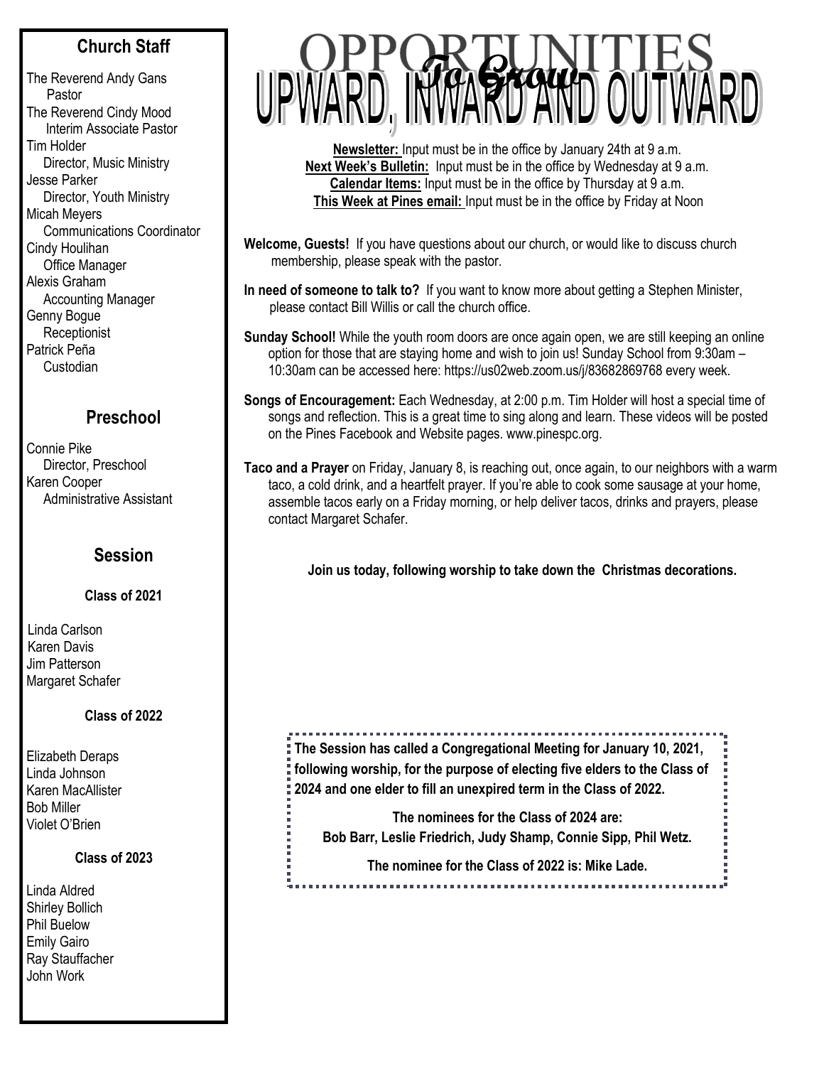## Church Staff

The Reverend Andy Gans
Pastor
The Reverend Cindy Mood
Interim Associate Pastor
Tim Holder
Director, Music Ministry
Jesse Parker
Director, Youth Ministry
Micah Meyers
Communications Coordinator
Cindy Houlihan
Office Manager
Alexis Graham
Accounting Manager
Genny Bogue
Receptionist
Patrick Peña
Custodian

## Preschool

Connie Pike
Director, Preschool
Karen Cooper
Administrative Assistant

## Session

### Class of 2021

Linda Carlson
Karen Davis
Jim Patterson
Margaret Schafer

### Class of 2022

Elizabeth Deraps
Linda Johnson
Karen MacAllister
Bob Miller
Violet O'Brien

### Class of 2023

Linda Aldred
Shirley Bollich
Phil Buelow
Emily Gairo
Ray Stauffacher
John Work

# OPPORTUNITIES To Grow UPWARD, INWARD AND OUTWARD

**Newsletter:** Input must be in the office by January 24th at 9 a.m.
**Next Week's Bulletin:** Input must be in the office by Wednesday at 9 a.m.
**Calendar Items:** Input must be in the office by Thursday at 9 a.m.
**This Week at Pines email:** Input must be in the office by Friday at Noon

**Welcome, Guests!** If you have questions about our church, or would like to discuss church membership, please speak with the pastor.

**In need of someone to talk to?** If you want to know more about getting a Stephen Minister, please contact Bill Willis or call the church office.

**Sunday School!** While the youth room doors are once again open, we are still keeping an online option for those that are staying home and wish to join us! Sunday School from 9:30am – 10:30am can be accessed here: https://us02web.zoom.us/j/83682869768 every week.

**Songs of Encouragement:** Each Wednesday, at 2:00 p.m. Tim Holder will host a special time of songs and reflection. This is a great time to sing along and learn. These videos will be posted on the Pines Facebook and Website pages. www.pinespc.org.

**Taco and a Prayer** on Friday, January 8, is reaching out, once again, to our neighbors with a warm taco, a cold drink, and a heartfelt prayer. If you're able to cook some sausage at your home, assemble tacos early on a Friday morning, or help deliver tacos, drinks and prayers, please contact Margaret Schafer.

**Join us today, following worship to take down the Christmas decorations.**

**The Session has called a Congregational Meeting for January 10, 2021, following worship, for the purpose of electing five elders to the Class of 2024 and one elder to fill an unexpired term in the Class of 2022.**

**The nominees for the Class of 2024 are:**
**Bob Barr, Leslie Friedrich, Judy Shamp, Connie Sipp, Phil Wetz.**

**The nominee for the Class of 2022 is: Mike Lade.**